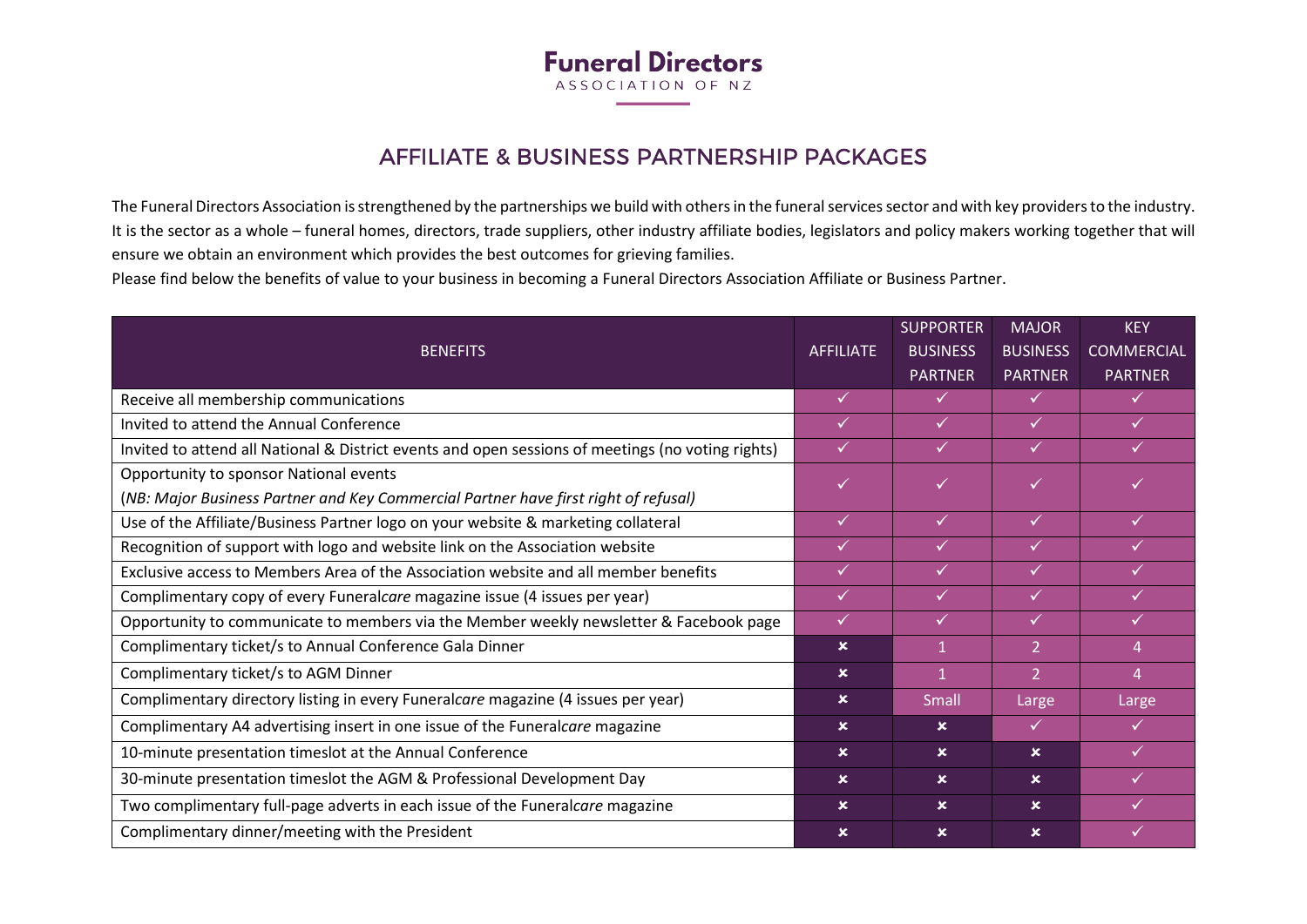# Funeral Directors

ASSOCIATION OF NZ

## AFFILIATE & BUSINESS PARTNERSHIP PACKAGES

The Funeral Directors Association is strengthened by the partnerships we build with others in the funeral services sector and with key providers to the industry. It is the sector as a whole – funeral homes, directors, trade suppliers, other industry affiliate bodies, legislators and policy makers working together that will ensure we obtain an environment which provides the best outcomes for grieving families.

Please find below the benefits of value to your business in becoming a Funeral Directors Association Affiliate or Business Partner.

| BENEFITS | AFFILIATE | SUPPORTER BUSINESS PARTNER | MAJOR BUSINESS PARTNER | KEY COMMERCIAL PARTNER |
|---|---|---|---|---|
| Receive all membership communications | ✓ | ✓ | ✓ | ✓ |
| Invited to attend the Annual Conference | ✓ | ✓ | ✓ | ✓ |
| Invited to attend all National & District events and open sessions of meetings (no voting rights) | ✓ | ✓ | ✓ | ✓ |
| Opportunity to sponsor National events<br>(*NB: Major Business Partner and Key Commercial Partner have first right of refusal)* | ✓ | ✓ | ✓ | ✓ |
| Use of the Affiliate/Business Partner logo on your website & marketing collateral | ✓ | ✓ | ✓ | ✓ |
| Recognition of support with logo and website link on the Association website | ✓ | ✓ | ✓ | ✓ |
| Exclusive access to Members Area of the Association website and all member benefits | ✓ | ✓ | ✓ | ✓ |
| Complimentary copy of every Funeral*care* magazine issue (4 issues per year) | ✓ | ✓ | ✓ | ✓ |
| Opportunity to communicate to members via the Member weekly newsletter & Facebook page | ✓ | ✓ | ✓ | ✓ |
| Complimentary ticket/s to Annual Conference Gala Dinner | ✗ | 1 | 2 | 4 |
| Complimentary ticket/s to AGM Dinner | ✗ | 1 | 2 | 4 |
| Complimentary directory listing in every Funeral*care* magazine (4 issues per year) | ✗ | Small | Large | Large |
| Complimentary A4 advertising insert in one issue of the Funeral*care* magazine | ✗ | ✗ | ✓ | ✓ |
| 10-minute presentation timeslot at the Annual Conference | ✗ | ✗ | ✗ | ✓ |
| 30-minute presentation timeslot the AGM & Professional Development Day | ✗ | ✗ | ✗ | ✓ |
| Two complimentary full-page adverts in each issue of the Funeral*care* magazine | ✗ | ✗ | ✗ | ✓ |
| Complimentary dinner/meeting with the President | ✗ | ✗ | ✗ | ✓ |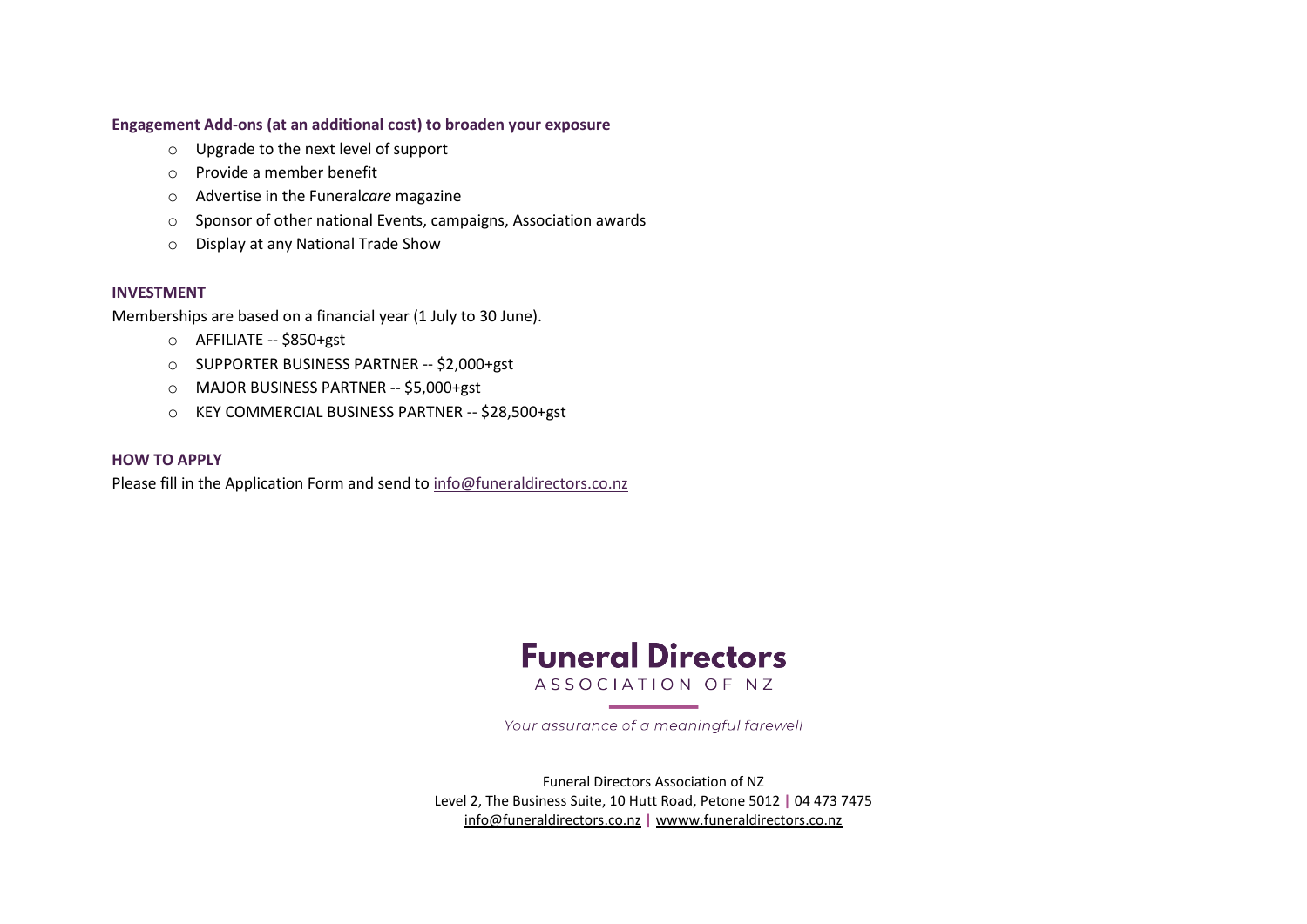**Engagement Add-ons (at an additional cost) to broaden your exposure**

- Upgrade to the next level of support
- Provide a member benefit
- Advertise in the Funeral*care* magazine
- Sponsor of other national Events, campaigns, Association awards
- Display at any National Trade Show

**INVESTMENT**

Memberships are based on a financial year (1 July to 30 June).

- AFFILIATE -- $850+gst
- SUPPORTER BUSINESS PARTNER -- $2,000+gst
- MAJOR BUSINESS PARTNER -- $5,000+gst
- KEY COMMERCIAL BUSINESS PARTNER -- $28,500+gst

**HOW TO APPLY**

Please fill in the Application Form and send to info@funeraldirectors.co.nz

**Funeral Directors**
ASSOCIATION OF NZ

*Your assurance of a meaningful farewell*

Funeral Directors Association of NZ
Level 2, The Business Suite, 10 Hutt Road, Petone 5012 | 04 473 7475
info@funeraldirectors.co.nz | wwww.funeraldirectors.co.nz